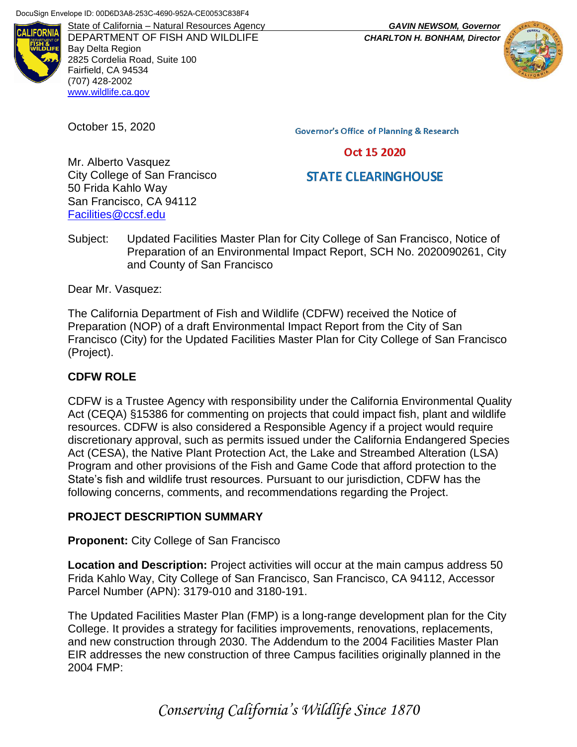DocuSign Envelope ID: 00D6D3A8-253C-4690-952A-CE0053C838F4

State of California – Natural Resources Agency
DEPARTMENT OF FISH AND WILDLIFE
Bay Delta Region
2825 Cordelia Road, Suite 100
Fairfield, CA 94534
(707) 428-2002
www.wildlife.ca.gov

***GAVIN NEWSOM, Governor***
***CHARLTON H. BONHAM, Director***

October 15, 2020

Governor's Office of Planning & Research

Oct 15 2020

STATE CLEARINGHOUSE

Mr. Alberto Vasquez
City College of San Francisco
50 Frida Kahlo Way
San Francisco, CA 94112
Facilities@ccsf.edu

Subject: Updated Facilities Master Plan for City College of San Francisco, Notice of Preparation of an Environmental Impact Report, SCH No. 2020090261, City and County of San Francisco

Dear Mr. Vasquez:

The California Department of Fish and Wildlife (CDFW) received the Notice of Preparation (NOP) of a draft Environmental Impact Report from the City of San Francisco (City) for the Updated Facilities Master Plan for City College of San Francisco (Project).

## CDFW ROLE

CDFW is a Trustee Agency with responsibility under the California Environmental Quality Act (CEQA) §15386 for commenting on projects that could impact fish, plant and wildlife resources. CDFW is also considered a Responsible Agency if a project would require discretionary approval, such as permits issued under the California Endangered Species Act (CESA), the Native Plant Protection Act, the Lake and Streambed Alteration (LSA) Program and other provisions of the Fish and Game Code that afford protection to the State's fish and wildlife trust resources. Pursuant to our jurisdiction, CDFW has the following concerns, comments, and recommendations regarding the Project.

## PROJECT DESCRIPTION SUMMARY

**Proponent:** City College of San Francisco

**Location and Description:** Project activities will occur at the main campus address 50 Frida Kahlo Way, City College of San Francisco, San Francisco, CA 94112, Accessor Parcel Number (APN): 3179-010 and 3180-191.

The Updated Facilities Master Plan (FMP) is a long-range development plan for the City College. It provides a strategy for facilities improvements, renovations, replacements, and new construction through 2030. The Addendum to the 2004 Facilities Master Plan EIR addresses the new construction of three Campus facilities originally planned in the 2004 FMP:

*Conserving California's Wildlife Since 1870*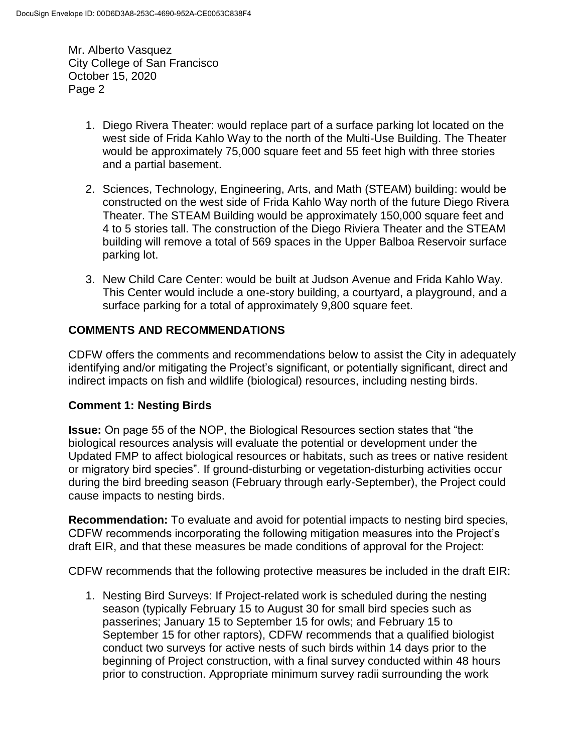1. Diego Rivera Theater: would replace part of a surface parking lot located on the west side of Frida Kahlo Way to the north of the Multi-Use Building. The Theater would be approximately 75,000 square feet and 55 feet high with three stories and a partial basement.

2. Sciences, Technology, Engineering, Arts, and Math (STEAM) building: would be constructed on the west side of Frida Kahlo Way north of the future Diego Rivera Theater. The STEAM Building would be approximately 150,000 square feet and 4 to 5 stories tall. The construction of the Diego Riviera Theater and the STEAM building will remove a total of 569 spaces in the Upper Balboa Reservoir surface parking lot.

3. New Child Care Center: would be built at Judson Avenue and Frida Kahlo Way. This Center would include a one-story building, a courtyard, a playground, and a surface parking for a total of approximately 9,800 square feet.

## COMMENTS AND RECOMMENDATIONS

CDFW offers the comments and recommendations below to assist the City in adequately identifying and/or mitigating the Project's significant, or potentially significant, direct and indirect impacts on fish and wildlife (biological) resources, including nesting birds.

### Comment 1: Nesting Birds

**Issue:** On page 55 of the NOP, the Biological Resources section states that "the biological resources analysis will evaluate the potential or development under the Updated FMP to affect biological resources or habitats, such as trees or native resident or migratory bird species". If ground-disturbing or vegetation-disturbing activities occur during the bird breeding season (February through early-September), the Project could cause impacts to nesting birds.

**Recommendation:** To evaluate and avoid for potential impacts to nesting bird species, CDFW recommends incorporating the following mitigation measures into the Project's draft EIR, and that these measures be made conditions of approval for the Project:

CDFW recommends that the following protective measures be included in the draft EIR:

1. Nesting Bird Surveys: If Project-related work is scheduled during the nesting season (typically February 15 to August 30 for small bird species such as passerines; January 15 to September 15 for owls; and February 15 to September 15 for other raptors), CDFW recommends that a qualified biologist conduct two surveys for active nests of such birds within 14 days prior to the beginning of Project construction, with a final survey conducted within 48 hours prior to construction. Appropriate minimum survey radii surrounding the work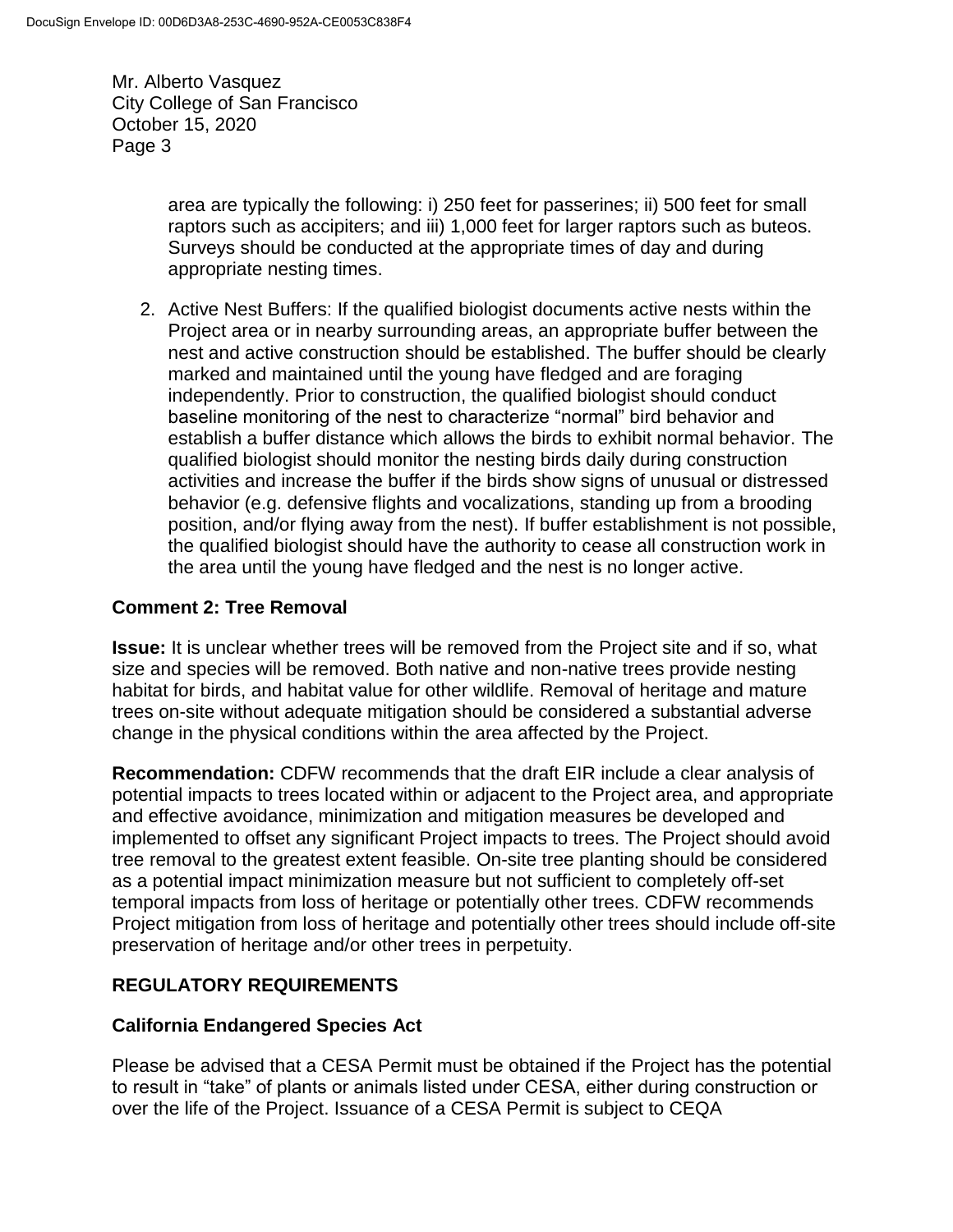area are typically the following: i) 250 feet for passerines; ii) 500 feet for small raptors such as accipiters; and iii) 1,000 feet for larger raptors such as buteos. Surveys should be conducted at the appropriate times of day and during appropriate nesting times.

2. Active Nest Buffers: If the qualified biologist documents active nests within the Project area or in nearby surrounding areas, an appropriate buffer between the nest and active construction should be established. The buffer should be clearly marked and maintained until the young have fledged and are foraging independently. Prior to construction, the qualified biologist should conduct baseline monitoring of the nest to characterize "normal" bird behavior and establish a buffer distance which allows the birds to exhibit normal behavior. The qualified biologist should monitor the nesting birds daily during construction activities and increase the buffer if the birds show signs of unusual or distressed behavior (e.g. defensive flights and vocalizations, standing up from a brooding position, and/or flying away from the nest). If buffer establishment is not possible, the qualified biologist should have the authority to cease all construction work in the area until the young have fledged and the nest is no longer active.

### Comment 2: Tree Removal

**Issue:** It is unclear whether trees will be removed from the Project site and if so, what size and species will be removed. Both native and non-native trees provide nesting habitat for birds, and habitat value for other wildlife. Removal of heritage and mature trees on-site without adequate mitigation should be considered a substantial adverse change in the physical conditions within the area affected by the Project.

**Recommendation:** CDFW recommends that the draft EIR include a clear analysis of potential impacts to trees located within or adjacent to the Project area, and appropriate and effective avoidance, minimization and mitigation measures be developed and implemented to offset any significant Project impacts to trees. The Project should avoid tree removal to the greatest extent feasible. On-site tree planting should be considered as a potential impact minimization measure but not sufficient to completely off-set temporal impacts from loss of heritage or potentially other trees. CDFW recommends Project mitigation from loss of heritage and potentially other trees should include off-site preservation of heritage and/or other trees in perpetuity.

## REGULATORY REQUIREMENTS

### California Endangered Species Act

Please be advised that a CESA Permit must be obtained if the Project has the potential to result in "take" of plants or animals listed under CESA, either during construction or over the life of the Project. Issuance of a CESA Permit is subject to CEQA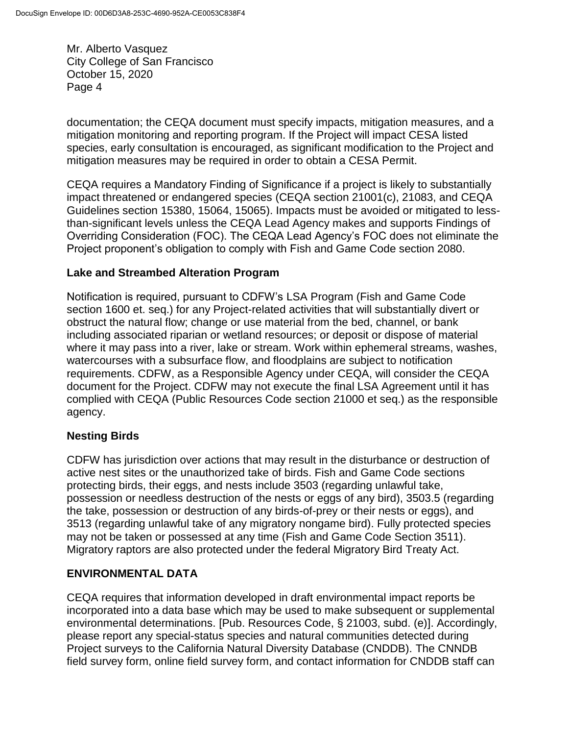documentation; the CEQA document must specify impacts, mitigation measures, and a mitigation monitoring and reporting program. If the Project will impact CESA listed species, early consultation is encouraged, as significant modification to the Project and mitigation measures may be required in order to obtain a CESA Permit.

CEQA requires a Mandatory Finding of Significance if a project is likely to substantially impact threatened or endangered species (CEQA section 21001(c), 21083, and CEQA Guidelines section 15380, 15064, 15065). Impacts must be avoided or mitigated to less-than-significant levels unless the CEQA Lead Agency makes and supports Findings of Overriding Consideration (FOC). The CEQA Lead Agency's FOC does not eliminate the Project proponent's obligation to comply with Fish and Game Code section 2080.

**Lake and Streambed Alteration Program**

Notification is required, pursuant to CDFW's LSA Program (Fish and Game Code section 1600 et. seq.) for any Project-related activities that will substantially divert or obstruct the natural flow; change or use material from the bed, channel, or bank including associated riparian or wetland resources; or deposit or dispose of material where it may pass into a river, lake or stream. Work within ephemeral streams, washes, watercourses with a subsurface flow, and floodplains are subject to notification requirements. CDFW, as a Responsible Agency under CEQA, will consider the CEQA document for the Project. CDFW may not execute the final LSA Agreement until it has complied with CEQA (Public Resources Code section 21000 et seq.) as the responsible agency.

**Nesting Birds**

CDFW has jurisdiction over actions that may result in the disturbance or destruction of active nest sites or the unauthorized take of birds. Fish and Game Code sections protecting birds, their eggs, and nests include 3503 (regarding unlawful take, possession or needless destruction of the nests or eggs of any bird), 3503.5 (regarding the take, possession or destruction of any birds-of-prey or their nests or eggs), and 3513 (regarding unlawful take of any migratory nongame bird). Fully protected species may not be taken or possessed at any time (Fish and Game Code Section 3511). Migratory raptors are also protected under the federal Migratory Bird Treaty Act.

**ENVIRONMENTAL DATA**

CEQA requires that information developed in draft environmental impact reports be incorporated into a data base which may be used to make subsequent or supplemental environmental determinations. [Pub. Resources Code, § 21003, subd. (e)]. Accordingly, please report any special-status species and natural communities detected during Project surveys to the California Natural Diversity Database (CNDDB). The CNNDB field survey form, online field survey form, and contact information for CNDDB staff can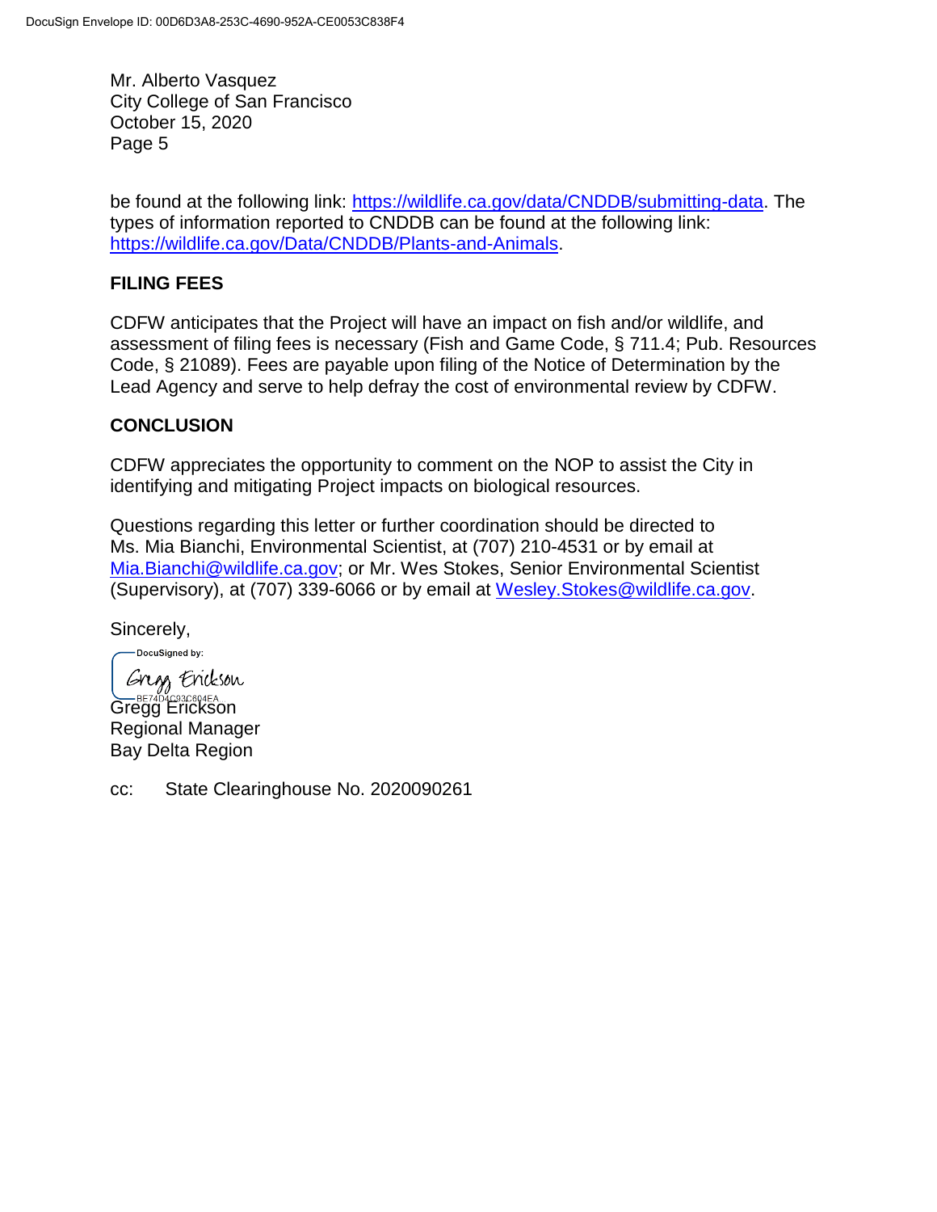be found at the following link: https://wildlife.ca.gov/data/CNDDB/submitting-data. The types of information reported to CNDDB can be found at the following link: https://wildlife.ca.gov/Data/CNDDB/Plants-and-Animals.

## FILING FEES

CDFW anticipates that the Project will have an impact on fish and/or wildlife, and assessment of filing fees is necessary (Fish and Game Code, § 711.4; Pub. Resources Code, § 21089). Fees are payable upon filing of the Notice of Determination by the Lead Agency and serve to help defray the cost of environmental review by CDFW.

## CONCLUSION

CDFW appreciates the opportunity to comment on the NOP to assist the City in identifying and mitigating Project impacts on biological resources.

Questions regarding this letter or further coordination should be directed to Ms. Mia Bianchi, Environmental Scientist, at (707) 210-4531 or by email at Mia.Bianchi@wildlife.ca.gov; or Mr. Wes Stokes, Senior Environmental Scientist (Supervisory), at (707) 339-6066 or by email at Wesley.Stokes@wildlife.ca.gov.

Sincerely,

DocuSigned by:
Gregg Erickson
BE74D4C93C604EA

Gregg Erickson
Regional Manager
Bay Delta Region

cc: State Clearinghouse No. 2020090261